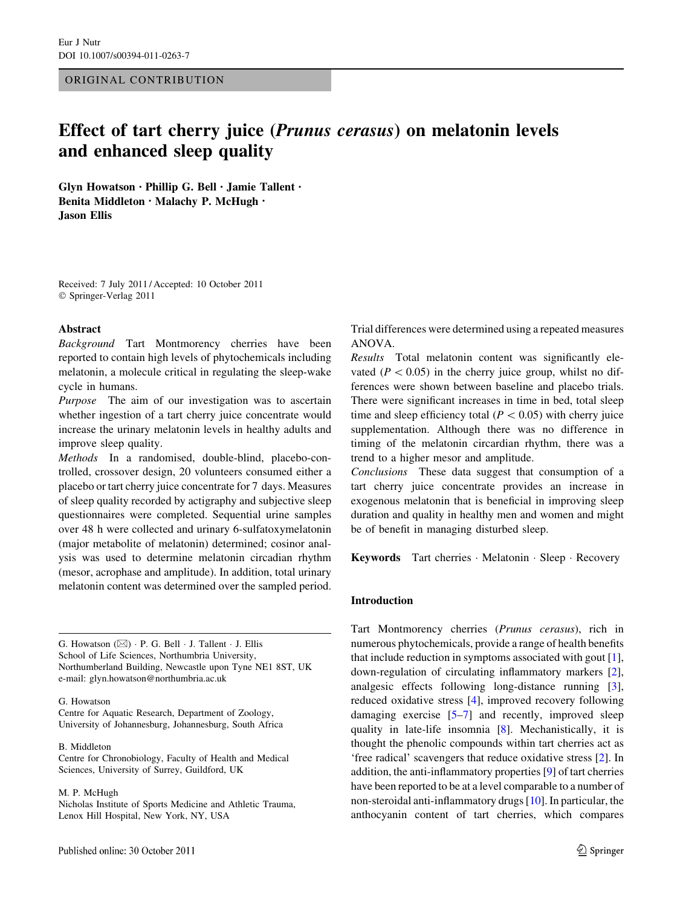Eur J Nutr
DOI 10.1007/s00394-011-0263-7

ORIGINAL CONTRIBUTION

# Effect of tart cherry juice (*Prunus cerasus*) on melatonin levels and enhanced sleep quality

**Glyn Howatson · Phillip G. Bell · Jamie Tallent · Benita Middleton · Malachy P. McHugh · Jason Ellis**

Received: 7 July 2011 / Accepted: 10 October 2011
© Springer-Verlag 2011

## Abstract

*Background* Tart Montmorency cherries have been reported to contain high levels of phytochemicals including melatonin, a molecule critical in regulating the sleep-wake cycle in humans.

*Purpose* The aim of our investigation was to ascertain whether ingestion of a tart cherry juice concentrate would increase the urinary melatonin levels in healthy adults and improve sleep quality.

*Methods* In a randomised, double-blind, placebo-controlled, crossover design, 20 volunteers consumed either a placebo or tart cherry juice concentrate for 7 days. Measures of sleep quality recorded by actigraphy and subjective sleep questionnaires were completed. Sequential urine samples over 48 h were collected and urinary 6-sulfatoxymelatonin (major metabolite of melatonin) determined; cosinor analysis was used to determine melatonin circadian rhythm (mesor, acrophase and amplitude). In addition, total urinary melatonin content was determined over the sampled period. Trial differences were determined using a repeated measures ANOVA.

*Results* Total melatonin content was significantly elevated ($P < 0.05$) in the cherry juice group, whilst no differences were shown between baseline and placebo trials. There were significant increases in time in bed, total sleep time and sleep efficiency total ($P < 0.05$) with cherry juice supplementation. Although there was no difference in timing of the melatonin circadian rhythm, there was a trend to a higher mesor and amplitude.

*Conclusions* These data suggest that consumption of a tart cherry juice concentrate provides an increase in exogenous melatonin that is beneficial in improving sleep duration and quality in healthy men and women and might be of benefit in managing disturbed sleep.

**Keywords** Tart cherries · Melatonin · Sleep · Recovery

G. Howatson (✉) · P. G. Bell · J. Tallent · J. Ellis
School of Life Sciences, Northumbria University, Northumberland Building, Newcastle upon Tyne NE1 8ST, UK
e-mail: glyn.howatson@northumbria.ac.uk

G. Howatson
Centre for Aquatic Research, Department of Zoology, University of Johannesburg, Johannesburg, South Africa

B. Middleton
Centre for Chronobiology, Faculty of Health and Medical Sciences, University of Surrey, Guildford, UK

M. P. McHugh
Nicholas Institute of Sports Medicine and Athletic Trauma, Lenox Hill Hospital, New York, NY, USA

## Introduction

Tart Montmorency cherries (*Prunus cerasus*), rich in numerous phytochemicals, provide a range of health benefits that include reduction in symptoms associated with gout [1], down-regulation of circulating inflammatory markers [2], analgesic effects following long-distance running [3], reduced oxidative stress [4], improved recovery following damaging exercise [5–7] and recently, improved sleep quality in late-life insomnia [8]. Mechanistically, it is thought the phenolic compounds within tart cherries act as 'free radical' scavengers that reduce oxidative stress [2]. In addition, the anti-inflammatory properties [9] of tart cherries have been reported to be at a level comparable to a number of non-steroidal anti-inflammatory drugs [10]. In particular, the anthocyanin content of tart cherries, which compares

Published online: 30 October 2011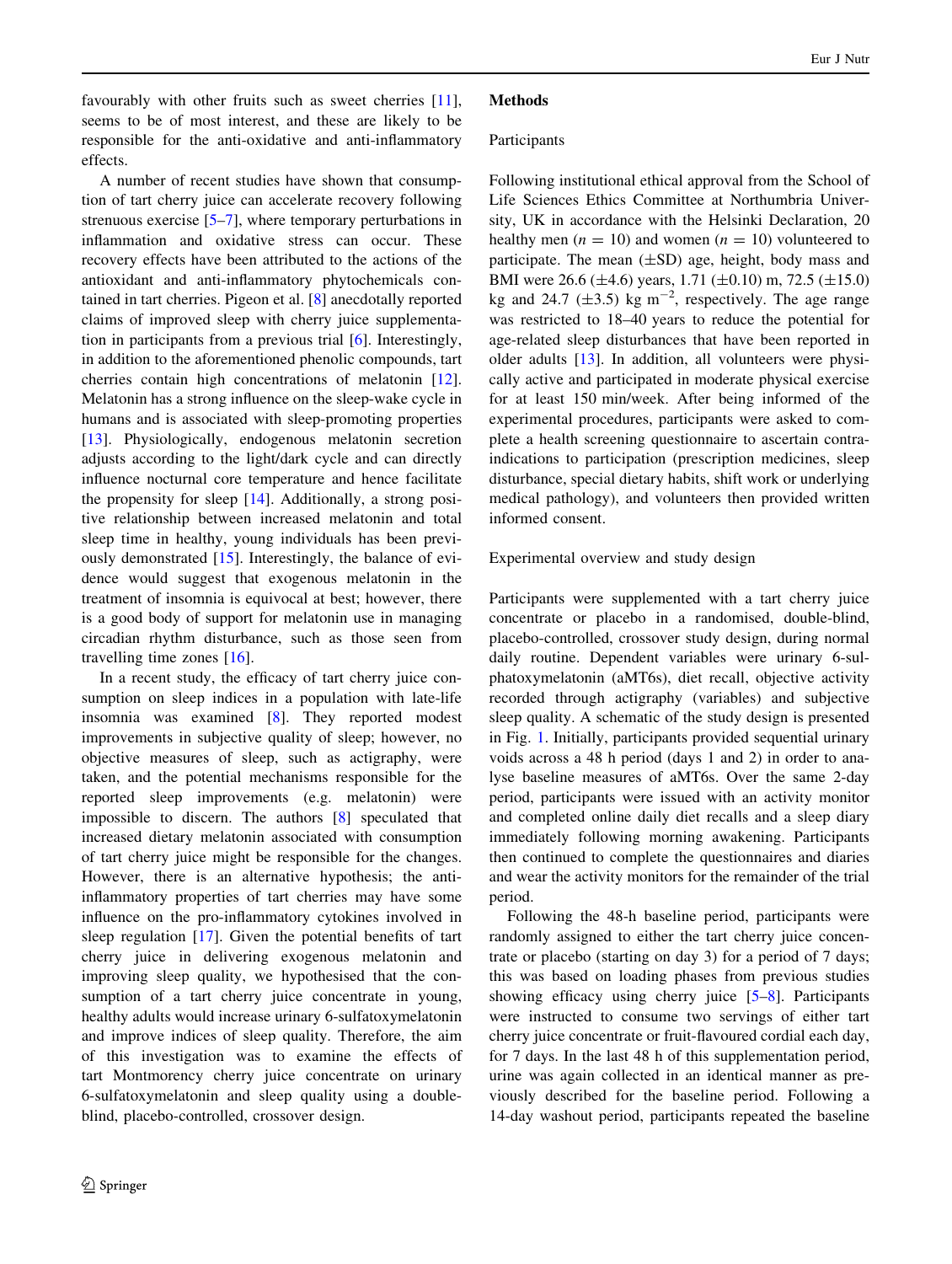favourably with other fruits such as sweet cherries [11], seems to be of most interest, and these are likely to be responsible for the anti-oxidative and anti-inflammatory effects.

A number of recent studies have shown that consumption of tart cherry juice can accelerate recovery following strenuous exercise [5–7], where temporary perturbations in inflammation and oxidative stress can occur. These recovery effects have been attributed to the actions of the antioxidant and anti-inflammatory phytochemicals contained in tart cherries. Pigeon et al. [8] anecdotally reported claims of improved sleep with cherry juice supplementation in participants from a previous trial [6]. Interestingly, in addition to the aforementioned phenolic compounds, tart cherries contain high concentrations of melatonin [12]. Melatonin has a strong influence on the sleep-wake cycle in humans and is associated with sleep-promoting properties [13]. Physiologically, endogenous melatonin secretion adjusts according to the light/dark cycle and can directly influence nocturnal core temperature and hence facilitate the propensity for sleep [14]. Additionally, a strong positive relationship between increased melatonin and total sleep time in healthy, young individuals has been previously demonstrated [15]. Interestingly, the balance of evidence would suggest that exogenous melatonin in the treatment of insomnia is equivocal at best; however, there is a good body of support for melatonin use in managing circadian rhythm disturbance, such as those seen from travelling time zones [16].

In a recent study, the efficacy of tart cherry juice consumption on sleep indices in a population with late-life insomnia was examined [8]. They reported modest improvements in subjective quality of sleep; however, no objective measures of sleep, such as actigraphy, were taken, and the potential mechanisms responsible for the reported sleep improvements (e.g. melatonin) were impossible to discern. The authors [8] speculated that increased dietary melatonin associated with consumption of tart cherry juice might be responsible for the changes. However, there is an alternative hypothesis; the anti-inflammatory properties of tart cherries may have some influence on the pro-inflammatory cytokines involved in sleep regulation [17]. Given the potential benefits of tart cherry juice in delivering exogenous melatonin and improving sleep quality, we hypothesised that the consumption of a tart cherry juice concentrate in young, healthy adults would increase urinary 6-sulfatoxymelatonin and improve indices of sleep quality. Therefore, the aim of this investigation was to examine the effects of tart Montmorency cherry juice concentrate on urinary 6-sulfatoxymelatonin and sleep quality using a double-blind, placebo-controlled, crossover design.

## Methods

### Participants

Following institutional ethical approval from the School of Life Sciences Ethics Committee at Northumbria University, UK in accordance with the Helsinki Declaration, 20 healthy men ($n = 10$) and women ($n = 10$) volunteered to participate. The mean ($\pm$SD) age, height, body mass and BMI were 26.6 ($\pm$4.6) years, 1.71 ($\pm$0.10) m, 72.5 ($\pm$15.0) kg and 24.7 ($\pm$3.5) kg $m^{-2}$, respectively. The age range was restricted to 18–40 years to reduce the potential for age-related sleep disturbances that have been reported in older adults [13]. In addition, all volunteers were physically active and participated in moderate physical exercise for at least 150 min/week. After being informed of the experimental procedures, participants were asked to complete a health screening questionnaire to ascertain contraindications to participation (prescription medicines, sleep disturbance, special dietary habits, shift work or underlying medical pathology), and volunteers then provided written informed consent.

### Experimental overview and study design

Participants were supplemented with a tart cherry juice concentrate or placebo in a randomised, double-blind, placebo-controlled, crossover study design, during normal daily routine. Dependent variables were urinary 6-sulphatoxymelatonin (aMT6s), diet recall, objective activity recorded through actigraphy (variables) and subjective sleep quality. A schematic of the study design is presented in Fig. 1. Initially, participants provided sequential urinary voids across a 48 h period (days 1 and 2) in order to analyse baseline measures of aMT6s. Over the same 2-day period, participants were issued with an activity monitor and completed online daily diet recalls and a sleep diary immediately following morning awakening. Participants then continued to complete the questionnaires and diaries and wear the activity monitors for the remainder of the trial period.

Following the 48-h baseline period, participants were randomly assigned to either the tart cherry juice concentrate or placebo (starting on day 3) for a period of 7 days; this was based on loading phases from previous studies showing efficacy using cherry juice [5–8]. Participants were instructed to consume two servings of either tart cherry juice concentrate or fruit-flavoured cordial each day, for 7 days. In the last 48 h of this supplementation period, urine was again collected in an identical manner as previously described for the baseline period. Following a 14-day washout period, participants repeated the baseline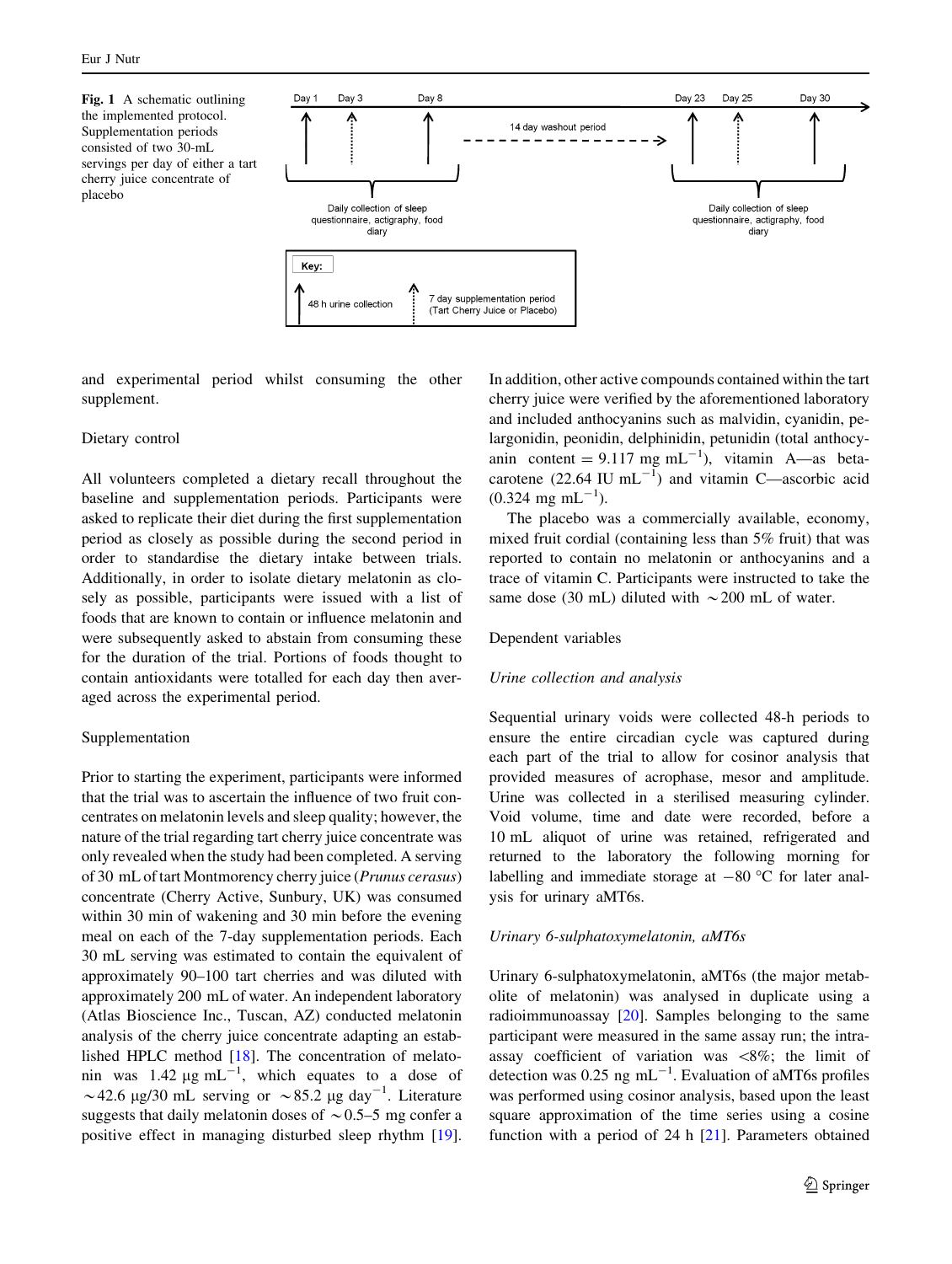**Fig. 1** A schematic outlining the implemented protocol. Supplementation periods consisted of two 30-mL servings per day of either a tart cherry juice concentrate of placebo

and experimental period whilst consuming the other supplement.

Dietary control

All volunteers completed a dietary recall throughout the baseline and supplementation periods. Participants were asked to replicate their diet during the first supplementation period as closely as possible during the second period in order to standardise the dietary intake between trials. Additionally, in order to isolate dietary melatonin as closely as possible, participants were issued with a list of foods that are known to contain or influence melatonin and were subsequently asked to abstain from consuming these for the duration of the trial. Portions of foods thought to contain antioxidants were totalled for each day then averaged across the experimental period.

Supplementation

Prior to starting the experiment, participants were informed that the trial was to ascertain the influence of two fruit concentrates on melatonin levels and sleep quality; however, the nature of the trial regarding tart cherry juice concentrate was only revealed when the study had been completed. A serving of 30 mL of tart Montmorency cherry juice (*Prunus cerasus*) concentrate (Cherry Active, Sunbury, UK) was consumed within 30 min of wakening and 30 min before the evening meal on each of the 7-day supplementation periods. Each 30 mL serving was estimated to contain the equivalent of approximately 90–100 tart cherries and was diluted with approximately 200 mL of water. An independent laboratory (Atlas Bioscience Inc., Tuscan, AZ) conducted melatonin analysis of the cherry juice concentrate adapting an established HPLC method [18]. The concentration of melatonin was 1.42 μg $mL^{-1}$, which equates to a dose of ~42.6 μg/30 mL serving or ~85.2 μg $day^{-1}$. Literature suggests that daily melatonin doses of ~0.5–5 mg confer a positive effect in managing disturbed sleep rhythm [19]. In addition, other active compounds contained within the tart cherry juice were verified by the aforementioned laboratory and included anthocyanins such as malvidin, cyanidin, pelargonidin, peonidin, delphinidin, petunidin (total anthocyanin content = 9.117 mg $mL^{-1}$), vitamin A—as beta-carotene (22.64 IU $mL^{-1}$) and vitamin C—ascorbic acid (0.324 mg $mL^{-1}$).

The placebo was a commercially available, economy, mixed fruit cordial (containing less than 5% fruit) that was reported to contain no melatonin or anthocyanins and a trace of vitamin C. Participants were instructed to take the same dose (30 mL) diluted with ~200 mL of water.

Dependent variables

*Urine collection and analysis*

Sequential urinary voids were collected 48-h periods to ensure the entire circadian cycle was captured during each part of the trial to allow for cosinor analysis that provided measures of acrophase, mesor and amplitude. Urine was collected in a sterilised measuring cylinder. Void volume, time and date were recorded, before a 10 mL aliquot of urine was retained, refrigerated and returned to the laboratory the following morning for labelling and immediate storage at −80 °C for later analysis for urinary aMT6s.

*Urinary 6-sulphatoxymelatonin, aMT6s*

Urinary 6-sulphatoxymelatonin, aMT6s (the major metabolite of melatonin) was analysed in duplicate using a radioimmunoassay [20]. Samples belonging to the same participant were measured in the same assay run; the intra-assay coefficient of variation was <8%; the limit of detection was 0.25 ng $mL^{-1}$. Evaluation of aMT6s profiles was performed using cosinor analysis, based upon the least square approximation of the time series using a cosine function with a period of 24 h [21]. Parameters obtained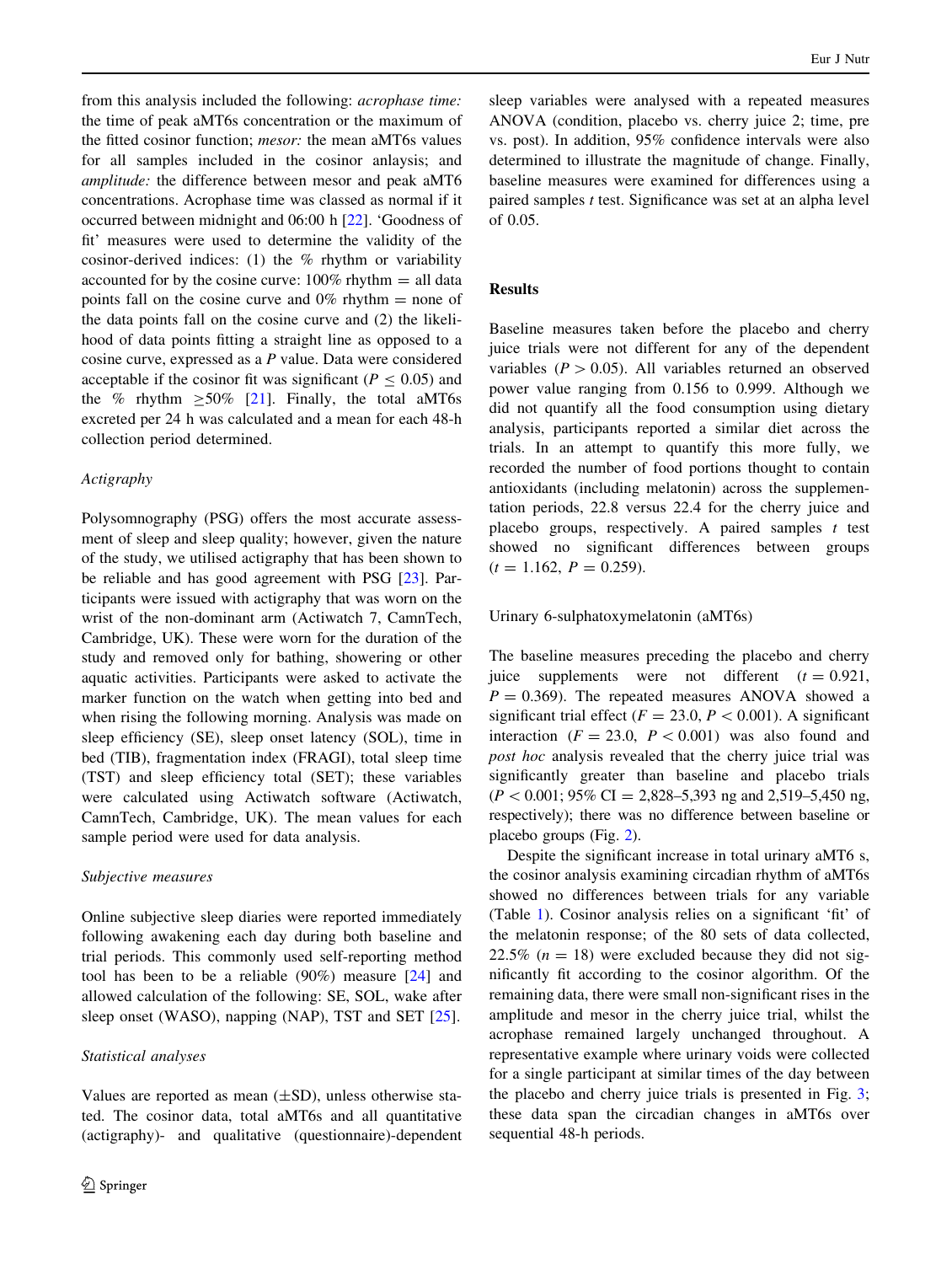from this analysis included the following: *acrophase time:* the time of peak aMT6s concentration or the maximum of the fitted cosinor function; *mesor:* the mean aMT6s values for all samples included in the cosinor anlaysis; and *amplitude:* the difference between mesor and peak aMT6 concentrations. Acrophase time was classed as normal if it occurred between midnight and 06:00 h [22]. 'Goodness of fit' measures were used to determine the validity of the cosinor-derived indices: (1) the % rhythm or variability accounted for by the cosine curve: 100% rhythm = all data points fall on the cosine curve and 0% rhythm = none of the data points fall on the cosine curve and (2) the likelihood of data points fitting a straight line as opposed to a cosine curve, expressed as a *P* value. Data were considered acceptable if the cosinor fit was significant ($P \leq 0.05$) and the % rhythm $\geq$50% [21]. Finally, the total aMT6s excreted per 24 h was calculated and a mean for each 48-h collection period determined.

### Actigraphy

Polysomnography (PSG) offers the most accurate assessment of sleep and sleep quality; however, given the nature of the study, we utilised actigraphy that has been shown to be reliable and has good agreement with PSG [23]. Participants were issued with actigraphy that was worn on the wrist of the non-dominant arm (Actiwatch 7, CamnTech, Cambridge, UK). These were worn for the duration of the study and removed only for bathing, showering or other aquatic activities. Participants were asked to activate the marker function on the watch when getting into bed and when rising the following morning. Analysis was made on sleep efficiency (SE), sleep onset latency (SOL), time in bed (TIB), fragmentation index (FRAGI), total sleep time (TST) and sleep efficiency total (SET); these variables were calculated using Actiwatch software (Actiwatch, CamnTech, Cambridge, UK). The mean values for each sample period were used for data analysis.

### Subjective measures

Online subjective sleep diaries were reported immediately following awakening each day during both baseline and trial periods. This commonly used self-reporting method tool has been to be a reliable (90%) measure [24] and allowed calculation of the following: SE, SOL, wake after sleep onset (WASO), napping (NAP), TST and SET [25].

### Statistical analyses

Values are reported as mean ($\pm$SD), unless otherwise stated. The cosinor data, total aMT6s and all quantitative (actigraphy)- and qualitative (questionnaire)-dependent sleep variables were analysed with a repeated measures ANOVA (condition, placebo vs. cherry juice 2; time, pre vs. post). In addition, 95% confidence intervals were also determined to illustrate the magnitude of change. Finally, baseline measures were examined for differences using a paired samples *t* test. Significance was set at an alpha level of 0.05.

## Results

Baseline measures taken before the placebo and cherry juice trials were not different for any of the dependent variables ($P > 0.05$). All variables returned an observed power value ranging from 0.156 to 0.999. Although we did not quantify all the food consumption using dietary analysis, participants reported a similar diet across the trials. In an attempt to quantify this more fully, we recorded the number of food portions thought to contain antioxidants (including melatonin) across the supplementation periods, 22.8 versus 22.4 for the cherry juice and placebo groups, respectively. A paired samples *t* test showed no significant differences between groups ($t = 1.162$, $P = 0.259$).

### Urinary 6-sulphatoxymelatonin (aMT6s)

The baseline measures preceding the placebo and cherry juice supplements were not different ($t = 0.921$, $P = 0.369$). The repeated measures ANOVA showed a significant trial effect ($F = 23.0$, $P < 0.001$). A significant interaction ($F = 23.0$, $P < 0.001$) was also found and *post hoc* analysis revealed that the cherry juice trial was significantly greater than baseline and placebo trials ($P < 0.001$; 95% CI = 2,828–5,393 ng and 2,519–5,450 ng, respectively); there was no difference between baseline or placebo groups (Fig. 2).

Despite the significant increase in total urinary aMT6 s, the cosinor analysis examining circadian rhythm of aMT6s showed no differences between trials for any variable (Table 1). Cosinor analysis relies on a significant 'fit' of the melatonin response; of the 80 sets of data collected, 22.5% ($n = 18$) were excluded because they did not significantly fit according to the cosinor algorithm. Of the remaining data, there were small non-significant rises in the amplitude and mesor in the cherry juice trial, whilst the acrophase remained largely unchanged throughout. A representative example where urinary voids were collected for a single participant at similar times of the day between the placebo and cherry juice trials is presented in Fig. 3; these data span the circadian changes in aMT6s over sequential 48-h periods.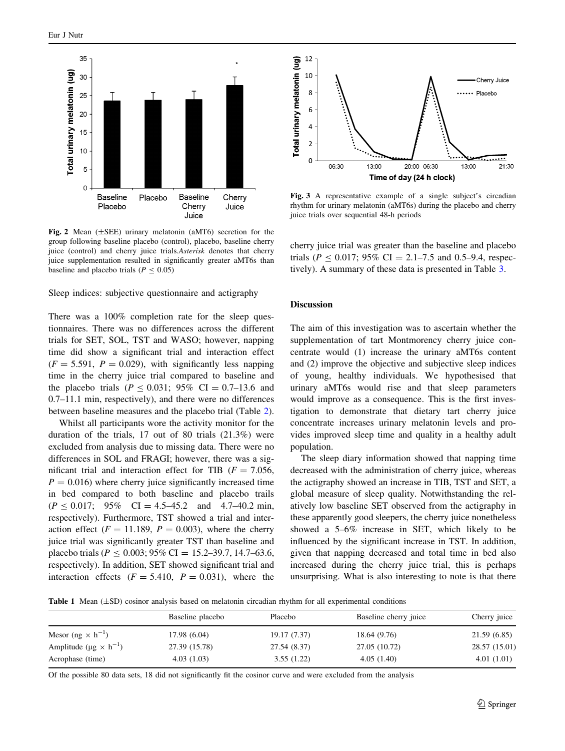Fig. 2 Mean (±SEE) urinary melatonin (aMT6) secretion for the group following baseline placebo (control), placebo, baseline cherry juice (control) and cherry juice trials. *Asterisk* denotes that cherry juice supplementation resulted in significantly greater aMT6s than baseline and placebo trials ($P \leq 0.05$)

Fig. 3 A representative example of a single subject's circadian rhythm for urinary melatonin (aMT6s) during the placebo and cherry juice trials over sequential 48-h periods

Sleep indices: subjective questionnaire and actigraphy

There was a 100% completion rate for the sleep questionnaires. There was no differences across the different trials for SET, SOL, TST and WASO; however, napping time did show a significant trial and interaction effect ($F = 5.591$, $P = 0.029$), with significantly less napping time in the cherry juice trial compared to baseline and the placebo trials ($P \leq 0.031$; 95% CI = 0.7–13.6 and 0.7–11.1 min, respectively), and there were no differences between baseline measures and the placebo trial (Table 2).

Whilst all participants wore the activity monitor for the duration of the trials, 17 out of 80 trials (21.3%) were excluded from analysis due to missing data. There were no differences in SOL and FRAGI; however, there was a significant trial and interaction effect for TIB ($F = 7.056$, $P = 0.016$) where cherry juice significantly increased time in bed compared to both baseline and placebo trails ($P \leq 0.017$; 95% CI = 4.5–45.2 and 4.7–40.2 min, respectively). Furthermore, TST showed a trial and interaction effect ($F = 11.189$, $P = 0.003$), where the cherry juice trial was significantly greater TST than baseline and placebo trials ($P \leq 0.003$; 95% CI = 15.2–39.7, 14.7–63.6, respectively). In addition, SET showed significant trial and interaction effects ($F = 5.410$, $P = 0.031$), where the cherry juice trial was greater than the baseline and placebo trials ($P \leq 0.017$; 95% CI = 2.1–7.5 and 0.5–9.4, respectively). A summary of these data is presented in Table 3.

## Discussion

The aim of this investigation was to ascertain whether the supplementation of tart Montmorency cherry juice concentrate would (1) increase the urinary aMT6s content and (2) improve the objective and subjective sleep indices of young, healthy individuals. We hypothesised that urinary aMT6s would rise and that sleep parameters would improve as a consequence. This is the first investigation to demonstrate that dietary tart cherry juice concentrate increases urinary melatonin levels and provides improved sleep time and quality in a healthy adult population.

The sleep diary information showed that napping time decreased with the administration of cherry juice, whereas the actigraphy showed an increase in TIB, TST and SET, a global measure of sleep quality. Notwithstanding the relatively low baseline SET observed from the actigraphy in these apparently good sleepers, the cherry juice nonetheless showed a 5–6% increase in SET, which likely to be influenced by the significant increase in TST. In addition, given that napping decreased and total time in bed also increased during the cherry juice trial, this is perhaps unsurprising. What is also interesting to note is that there

**Table 1** Mean (±SD) cosinor analysis based on melatonin circadian rhythm for all experimental conditions

| | Baseline placebo | Placebo | Baseline cherry juice | Cherry juice |
|---|---|---|---|---|
| Mesor (ng × $h^{-1}$) | 17.98 (6.04) | 19.17 (7.37) | 18.64 (9.76) | 21.59 (6.85) |
| Amplitude (μg × $h^{-1}$) | 27.39 (15.78) | 27.54 (8.37) | 27.05 (10.72) | 28.57 (15.01) |
| Acrophase (time) | 4.03 (1.03) | 3.55 (1.22) | 4.05 (1.40) | 4.01 (1.01) |

Of the possible 80 data sets, 18 did not significantly fit the cosinor curve and were excluded from the analysis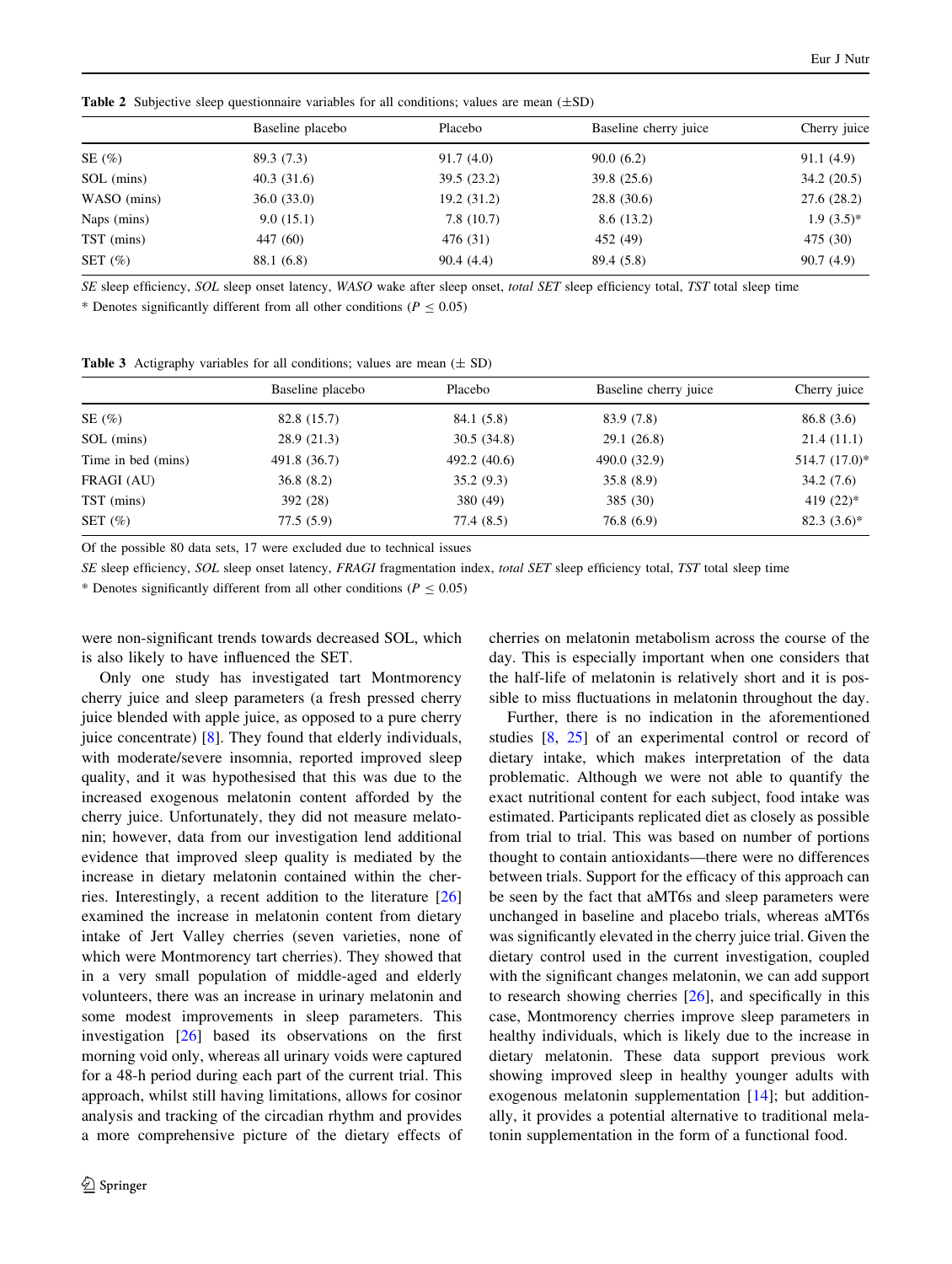**Table 2** Subjective sleep questionnaire variables for all conditions; values are mean (±SD)

| | Baseline placebo | Placebo | Baseline cherry juice | Cherry juice |
|---|---|---|---|---|
| SE (%) | 89.3 (7.3) | 91.7 (4.0) | 90.0 (6.2) | 91.1 (4.9) |
| SOL (mins) | 40.3 (31.6) | 39.5 (23.2) | 39.8 (25.6) | 34.2 (20.5) |
| WASO (mins) | 36.0 (33.0) | 19.2 (31.2) | 28.8 (30.6) | 27.6 (28.2) |
| Naps (mins) | 9.0 (15.1) | 7.8 (10.7) | 8.6 (13.2) | 1.9 (3.5)* |
| TST (mins) | 447 (60) | 476 (31) | 452 (49) | 475 (30) |
| SET (%) | 88.1 (6.8) | 90.4 (4.4) | 89.4 (5.8) | 90.7 (4.9) |

*SE* sleep efficiency, *SOL* sleep onset latency, *WASO* wake after sleep onset, *total SET* sleep efficiency total, *TST* total sleep time

\* Denotes significantly different from all other conditions ($P \leq 0.05$)

**Table 3** Actigraphy variables for all conditions; values are mean (± SD)

| | Baseline placebo | Placebo | Baseline cherry juice | Cherry juice |
|---|---|---|---|---|
| SE (%) | 82.8 (15.7) | 84.1 (5.8) | 83.9 (7.8) | 86.8 (3.6) |
| SOL (mins) | 28.9 (21.3) | 30.5 (34.8) | 29.1 (26.8) | 21.4 (11.1) |
| Time in bed (mins) | 491.8 (36.7) | 492.2 (40.6) | 490.0 (32.9) | 514.7 (17.0)* |
| FRAGI (AU) | 36.8 (8.2) | 35.2 (9.3) | 35.8 (8.9) | 34.2 (7.6) |
| TST (mins) | 392 (28) | 380 (49) | 385 (30) | 419 (22)* |
| SET (%) | 77.5 (5.9) | 77.4 (8.5) | 76.8 (6.9) | 82.3 (3.6)* |

Of the possible 80 data sets, 17 were excluded due to technical issues

*SE* sleep efficiency, *SOL* sleep onset latency, *FRAGI* fragmentation index, *total SET* sleep efficiency total, *TST* total sleep time

\* Denotes significantly different from all other conditions ($P \leq 0.05$)

were non-significant trends towards decreased SOL, which is also likely to have influenced the SET.

Only one study has investigated tart Montmorency cherry juice and sleep parameters (a fresh pressed cherry juice blended with apple juice, as opposed to a pure cherry juice concentrate) [8]. They found that elderly individuals, with moderate/severe insomnia, reported improved sleep quality, and it was hypothesised that this was due to the increased exogenous melatonin content afforded by the cherry juice. Unfortunately, they did not measure melatonin; however, data from our investigation lend additional evidence that improved sleep quality is mediated by the increase in dietary melatonin contained within the cherries. Interestingly, a recent addition to the literature [26] examined the increase in melatonin content from dietary intake of Jert Valley cherries (seven varieties, none of which were Montmorency tart cherries). They showed that in a very small population of middle-aged and elderly volunteers, there was an increase in urinary melatonin and some modest improvements in sleep parameters. This investigation [26] based its observations on the first morning void only, whereas all urinary voids were captured for a 48-h period during each part of the current trial. This approach, whilst still having limitations, allows for cosinor analysis and tracking of the circadian rhythm and provides a more comprehensive picture of the dietary effects of cherries on melatonin metabolism across the course of the day. This is especially important when one considers that the half-life of melatonin is relatively short and it is possible to miss fluctuations in melatonin throughout the day.

Further, there is no indication in the aforementioned studies [8, 25] of an experimental control or record of dietary intake, which makes interpretation of the data problematic. Although we were not able to quantify the exact nutritional content for each subject, food intake was estimated. Participants replicated diet as closely as possible from trial to trial. This was based on number of portions thought to contain antioxidants—there were no differences between trials. Support for the efficacy of this approach can be seen by the fact that aMT6s and sleep parameters were unchanged in baseline and placebo trials, whereas aMT6s was significantly elevated in the cherry juice trial. Given the dietary control used in the current investigation, coupled with the significant changes melatonin, we can add support to research showing cherries [26], and specifically in this case, Montmorency cherries improve sleep parameters in healthy individuals, which is likely due to the increase in dietary melatonin. These data support previous work showing improved sleep in healthy younger adults with exogenous melatonin supplementation [14]; but additionally, it provides a potential alternative to traditional melatonin supplementation in the form of a functional food.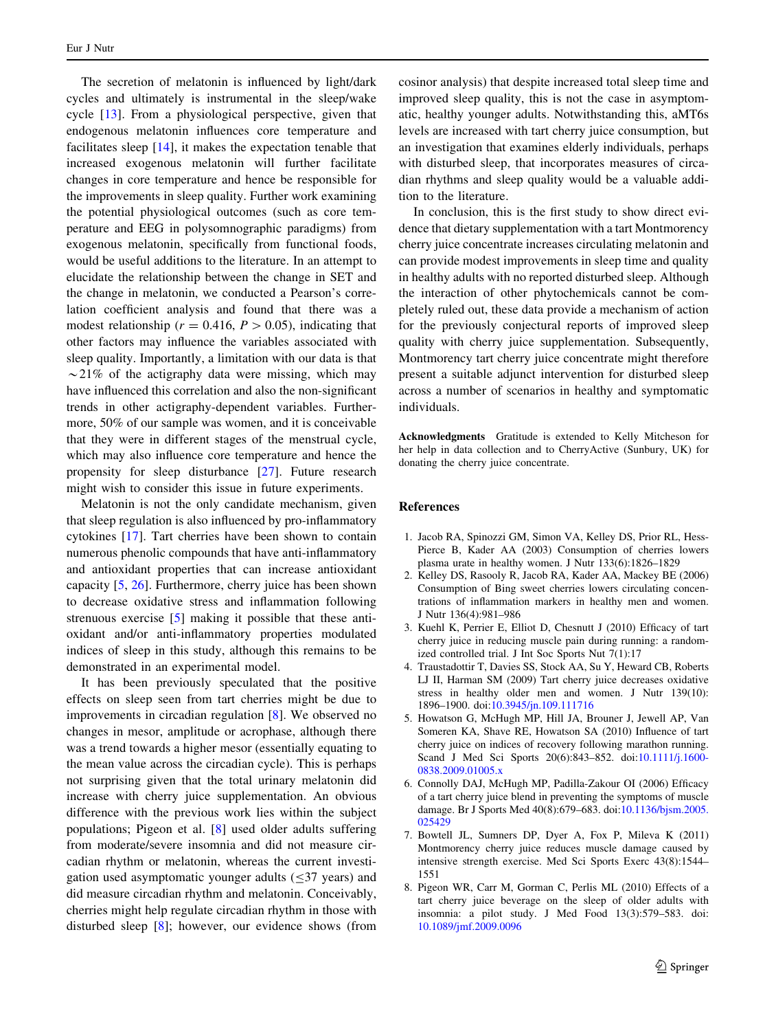The secretion of melatonin is influenced by light/dark cycles and ultimately is instrumental in the sleep/wake cycle [13]. From a physiological perspective, given that endogenous melatonin influences core temperature and facilitates sleep [14], it makes the expectation tenable that increased exogenous melatonin will further facilitate changes in core temperature and hence be responsible for the improvements in sleep quality. Further work examining the potential physiological outcomes (such as core temperature and EEG in polysomnographic paradigms) from exogenous melatonin, specifically from functional foods, would be useful additions to the literature. In an attempt to elucidate the relationship between the change in SET and the change in melatonin, we conducted a Pearson's correlation coefficient analysis and found that there was a modest relationship ($r = 0.416$, $P > 0.05$), indicating that other factors may influence the variables associated with sleep quality. Importantly, a limitation with our data is that ~21% of the actigraphy data were missing, which may have influenced this correlation and also the non-significant trends in other actigraphy-dependent variables. Furthermore, 50% of our sample was women, and it is conceivable that they were in different stages of the menstrual cycle, which may also influence core temperature and hence the propensity for sleep disturbance [27]. Future research might wish to consider this issue in future experiments.

Melatonin is not the only candidate mechanism, given that sleep regulation is also influenced by pro-inflammatory cytokines [17]. Tart cherries have been shown to contain numerous phenolic compounds that have anti-inflammatory and antioxidant properties that can increase antioxidant capacity [5, 26]. Furthermore, cherry juice has been shown to decrease oxidative stress and inflammation following strenuous exercise [5] making it possible that these antioxidant and/or anti-inflammatory properties modulated indices of sleep in this study, although this remains to be demonstrated in an experimental model.

It has been previously speculated that the positive effects on sleep seen from tart cherries might be due to improvements in circadian regulation [8]. We observed no changes in mesor, amplitude or acrophase, although there was a trend towards a higher mesor (essentially equating to the mean value across the circadian cycle). This is perhaps not surprising given that the total urinary melatonin did increase with cherry juice supplementation. An obvious difference with the previous work lies within the subject populations; Pigeon et al. [8] used older adults suffering from moderate/severe insomnia and did not measure circadian rhythm or melatonin, whereas the current investigation used asymptomatic younger adults ($\leq$37 years) and did measure circadian rhythm and melatonin. Conceivably, cherries might help regulate circadian rhythm in those with disturbed sleep [8]; however, our evidence shows (from cosinor analysis) that despite increased total sleep time and improved sleep quality, this is not the case in asymptomatic, healthy younger adults. Notwithstanding this, aMT6s levels are increased with tart cherry juice consumption, but an investigation that examines elderly individuals, perhaps with disturbed sleep, that incorporates measures of circadian rhythms and sleep quality would be a valuable addition to the literature.

In conclusion, this is the first study to show direct evidence that dietary supplementation with a tart Montmorency cherry juice concentrate increases circulating melatonin and can provide modest improvements in sleep time and quality in healthy adults with no reported disturbed sleep. Although the interaction of other phytochemicals cannot be completely ruled out, these data provide a mechanism of action for the previously conjectural reports of improved sleep quality with cherry juice supplementation. Subsequently, Montmorency tart cherry juice concentrate might therefore present a suitable adjunct intervention for disturbed sleep across a number of scenarios in healthy and symptomatic individuals.

**Acknowledgments** Gratitude is extended to Kelly Mitcheson for her help in data collection and to CherryActive (Sunbury, UK) for donating the cherry juice concentrate.

## References

1. Jacob RA, Spinozzi GM, Simon VA, Kelley DS, Prior RL, Hess-Pierce B, Kader AA (2003) Consumption of cherries lowers plasma urate in healthy women. J Nutr 133(6):1826–1829
2. Kelley DS, Rasooly R, Jacob RA, Kader AA, Mackey BE (2006) Consumption of Bing sweet cherries lowers circulating concentrations of inflammation markers in healthy men and women. J Nutr 136(4):981–986
3. Kuehl K, Perrier E, Elliot D, Chesnutt J (2010) Efficacy of tart cherry juice in reducing muscle pain during running: a randomized controlled trial. J Int Soc Sports Nut 7(1):17
4. Traustadottir T, Davies SS, Stock AA, Su Y, Heward CB, Roberts LJ II, Harman SM (2009) Tart cherry juice decreases oxidative stress in healthy older men and women. J Nutr 139(10): 1896–1900. doi:10.3945/jn.109.111716
5. Howatson G, McHugh MP, Hill JA, Brouner J, Jewell AP, Van Someren KA, Shave RE, Howatson SA (2010) Influence of tart cherry juice on indices of recovery following marathon running. Scand J Med Sci Sports 20(6):843–852. doi:10.1111/j.1600-0838.2009.01005.x
6. Connolly DAJ, McHugh MP, Padilla-Zakour OI (2006) Efficacy of a tart cherry juice blend in preventing the symptoms of muscle damage. Br J Sports Med 40(8):679–683. doi:10.1136/bjsm.2005.025429
7. Bowtell JL, Sumners DP, Dyer A, Fox P, Mileva K (2011) Montmorency cherry juice reduces muscle damage caused by intensive strength exercise. Med Sci Sports Exerc 43(8):1544–1551
8. Pigeon WR, Carr M, Gorman C, Perlis ML (2010) Effects of a tart cherry juice beverage on the sleep of older adults with insomnia: a pilot study. J Med Food 13(3):579–583. doi:10.1089/jmf.2009.0096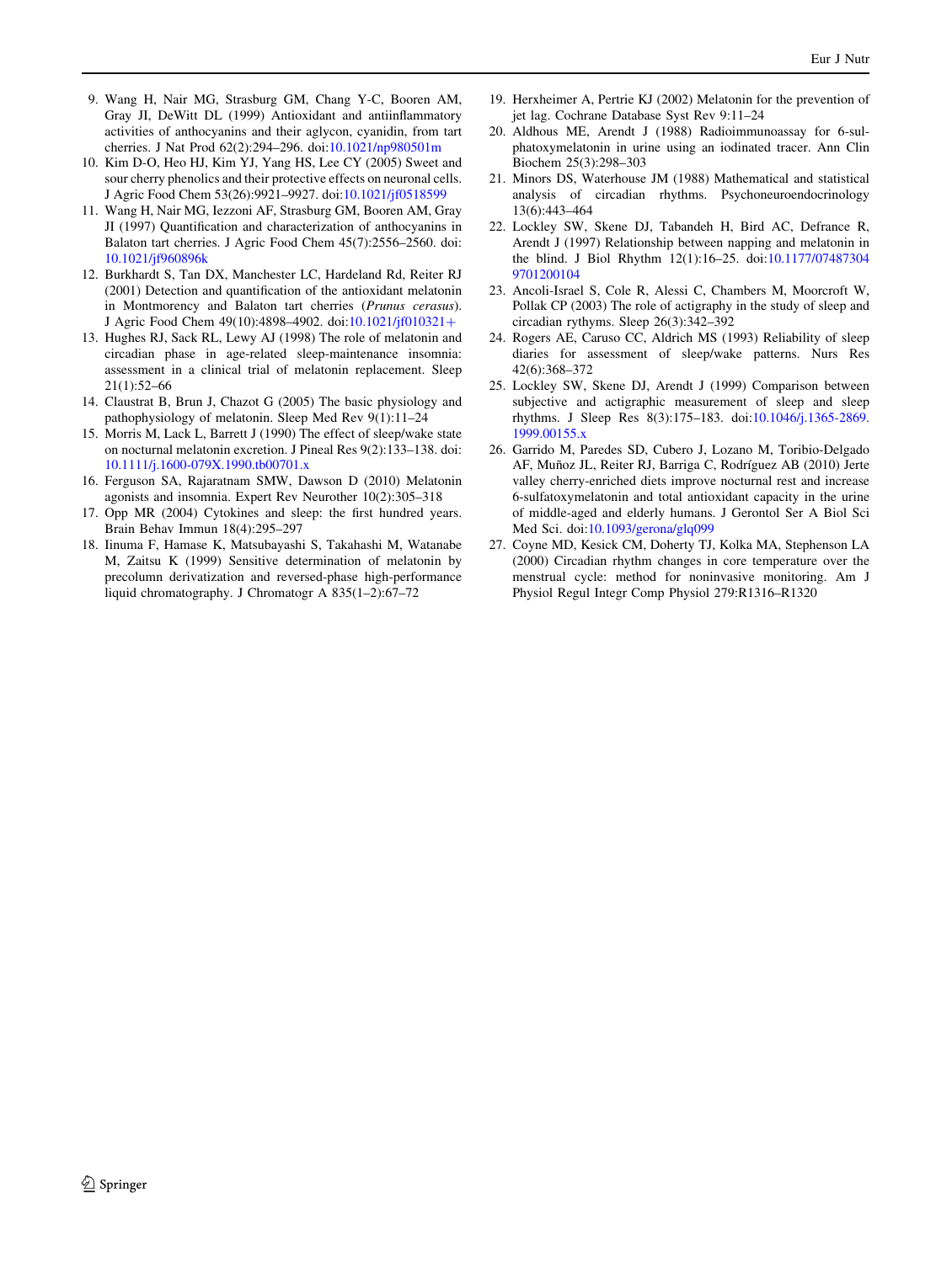9. Wang H, Nair MG, Strasburg GM, Chang Y-C, Booren AM, Gray JI, DeWitt DL (1999) Antioxidant and antiinflammatory activities of anthocyanins and their aglycon, cyanidin, from tart cherries. J Nat Prod 62(2):294–296. doi:10.1021/np980501m
10. Kim D-O, Heo HJ, Kim YJ, Yang HS, Lee CY (2005) Sweet and sour cherry phenolics and their protective effects on neuronal cells. J Agric Food Chem 53(26):9921–9927. doi:10.1021/jf0518599
11. Wang H, Nair MG, Iezzoni AF, Strasburg GM, Booren AM, Gray JI (1997) Quantification and characterization of anthocyanins in Balaton tart cherries. J Agric Food Chem 45(7):2556–2560. doi:10.1021/jf960896k
12. Burkhardt S, Tan DX, Manchester LC, Hardeland Rd, Reiter RJ (2001) Detection and quantification of the antioxidant melatonin in Montmorency and Balaton tart cherries (*Prunus cerasus*). J Agric Food Chem 49(10):4898–4902. doi:10.1021/jf010321+
13. Hughes RJ, Sack RL, Lewy AJ (1998) The role of melatonin and circadian phase in age-related sleep-maintenance insomnia: assessment in a clinical trial of melatonin replacement. Sleep 21(1):52–66
14. Claustrat B, Brun J, Chazot G (2005) The basic physiology and pathophysiology of melatonin. Sleep Med Rev 9(1):11–24
15. Morris M, Lack L, Barrett J (1990) The effect of sleep/wake state on nocturnal melatonin excretion. J Pineal Res 9(2):133–138. doi:10.1111/j.1600-079X.1990.tb00701.x
16. Ferguson SA, Rajaratnam SMW, Dawson D (2010) Melatonin agonists and insomnia. Expert Rev Neurother 10(2):305–318
17. Opp MR (2004) Cytokines and sleep: the first hundred years. Brain Behav Immun 18(4):295–297
18. Iinuma F, Hamase K, Matsubayashi S, Takahashi M, Watanabe M, Zaitsu K (1999) Sensitive determination of melatonin by precolumn derivatization and reversed-phase high-performance liquid chromatography. J Chromatogr A 835(1–2):67–72
19. Herxheimer A, Pertrie KJ (2002) Melatonin for the prevention of jet lag. Cochrane Database Syst Rev 9:11–24
20. Aldhous ME, Arendt J (1988) Radioimmunoassay for 6-sulphatoxymelatonin in urine using an iodinated tracer. Ann Clin Biochem 25(3):298–303
21. Minors DS, Waterhouse JM (1988) Mathematical and statistical analysis of circadian rhythms. Psychoneuroendocrinology 13(6):443–464
22. Lockley SW, Skene DJ, Tabandeh H, Bird AC, Defrance R, Arendt J (1997) Relationship between napping and melatonin in the blind. J Biol Rhythm 12(1):16–25. doi:10.1177/074873049701200104
23. Ancoli-Israel S, Cole R, Alessi C, Chambers M, Moorcroft W, Pollak CP (2003) The role of actigraphy in the study of sleep and circadian rythyms. Sleep 26(3):342–392
24. Rogers AE, Caruso CC, Aldrich MS (1993) Reliability of sleep diaries for assessment of sleep/wake patterns. Nurs Res 42(6):368–372
25. Lockley SW, Skene DJ, Arendt J (1999) Comparison between subjective and actigraphic measurement of sleep and sleep rhythms. J Sleep Res 8(3):175–183. doi:10.1046/j.1365-2869.1999.00155.x
26. Garrido M, Paredes SD, Cubero J, Lozano M, Toribio-Delgado AF, Muñoz JL, Reiter RJ, Barriga C, Rodríguez AB (2010) Jerte valley cherry-enriched diets improve nocturnal rest and increase 6-sulfatoxymelatonin and total antioxidant capacity in the urine of middle-aged and elderly humans. J Gerontol Ser A Biol Sci Med Sci. doi:10.1093/gerona/glq099
27. Coyne MD, Kesick CM, Doherty TJ, Kolka MA, Stephenson LA (2000) Circadian rhythm changes in core temperature over the menstrual cycle: method for noninvasive monitoring. Am J Physiol Regul Integr Comp Physiol 279:R1316–R1320